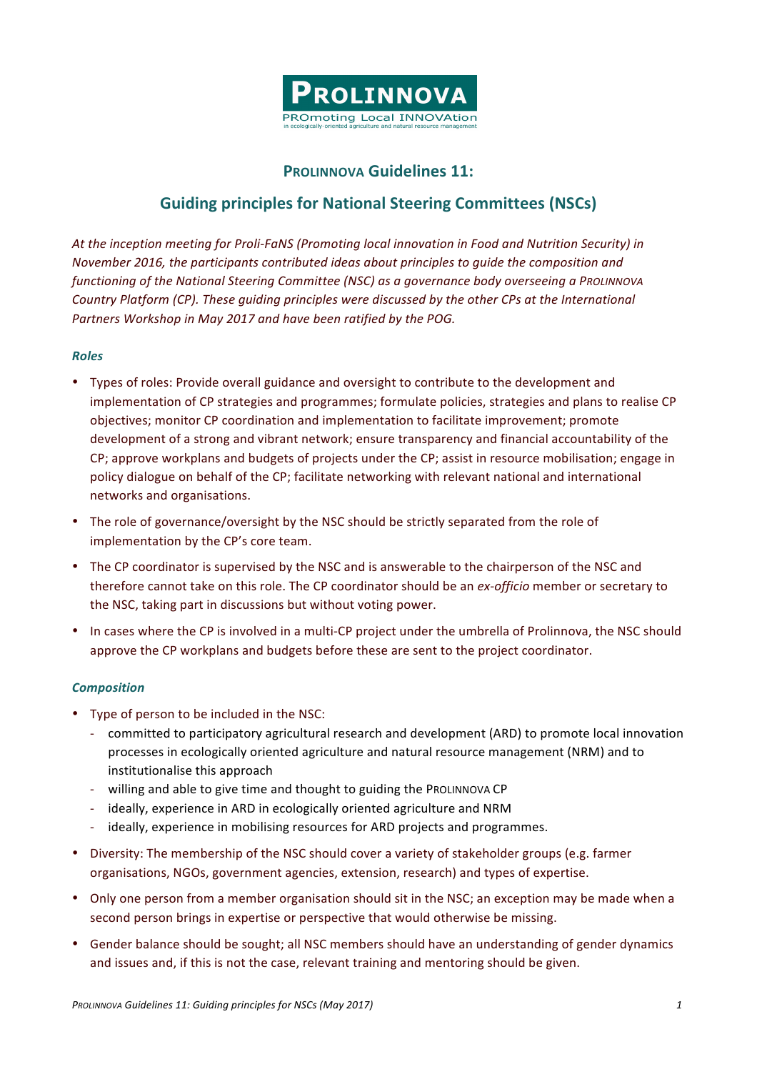# PROLINNOVA Guidelines 11:

## Guiding principles for National Steering Committees (NSCs)

*At the inception meeting for Proli-FaNS (Promoting local innovation in Food and Nutrition Security) in November 2016, the participants contributed ideas about principles to guide the composition and functioning of the National Steering Committee (NSC) as a governance body overseeing a PROLINNOVA Country Platform (CP). These guiding principles were discussed by the other CPs at the International Partners Workshop in May 2017 and have been ratified by the POG.*

### *Roles*

- Types of roles: Provide overall guidance and oversight to contribute to the development and implementation of CP strategies and programmes; formulate policies, strategies and plans to realise CP objectives; monitor CP coordination and implementation to facilitate improvement; promote development of a strong and vibrant network; ensure transparency and financial accountability of the CP; approve workplans and budgets of projects under the CP; assist in resource mobilisation; engage in policy dialogue on behalf of the CP; facilitate networking with relevant national and international networks and organisations.
- The role of governance/oversight by the NSC should be strictly separated from the role of implementation by the CP's core team.
- The CP coordinator is supervised by the NSC and is answerable to the chairperson of the NSC and therefore cannot take on this role. The CP coordinator should be an *ex-officio* member or secretary to the NSC, taking part in discussions but without voting power.
- In cases where the CP is involved in a multi-CP project under the umbrella of Prolinnova, the NSC should approve the CP workplans and budgets before these are sent to the project coordinator.

### *Composition*

- Type of person to be included in the NSC:
  - committed to participatory agricultural research and development (ARD) to promote local innovation processes in ecologically oriented agriculture and natural resource management (NRM) and to institutionalise this approach
  - willing and able to give time and thought to guiding the PROLINNOVA CP
  - ideally, experience in ARD in ecologically oriented agriculture and NRM
  - ideally, experience in mobilising resources for ARD projects and programmes.
- Diversity: The membership of the NSC should cover a variety of stakeholder groups (e.g. farmer organisations, NGOs, government agencies, extension, research) and types of expertise.
- Only one person from a member organisation should sit in the NSC; an exception may be made when a second person brings in expertise or perspective that would otherwise be missing.
- Gender balance should be sought; all NSC members should have an understanding of gender dynamics and issues and, if this is not the case, relevant training and mentoring should be given.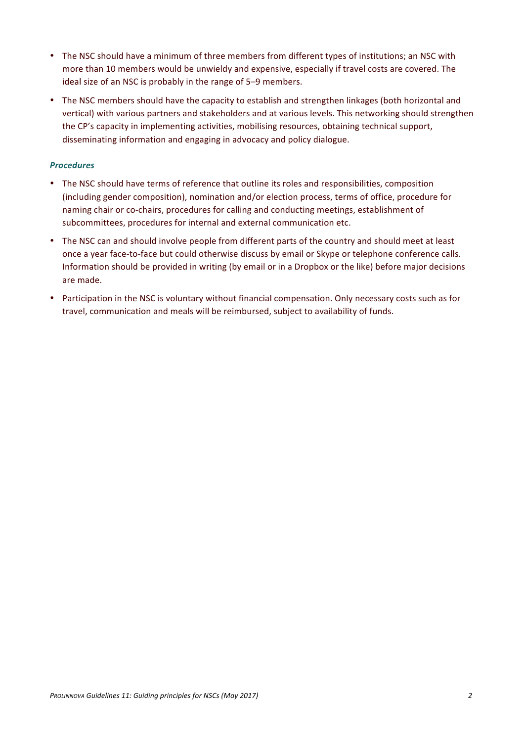- The NSC should have a minimum of three members from different types of institutions; an NSC with more than 10 members would be unwieldy and expensive, especially if travel costs are covered. The ideal size of an NSC is probably in the range of 5–9 members.
- The NSC members should have the capacity to establish and strengthen linkages (both horizontal and vertical) with various partners and stakeholders and at various levels. This networking should strengthen the CP's capacity in implementing activities, mobilising resources, obtaining technical support, disseminating information and engaging in advocacy and policy dialogue.

***Procedures***

- The NSC should have terms of reference that outline its roles and responsibilities, composition (including gender composition), nomination and/or election process, terms of office, procedure for naming chair or co-chairs, procedures for calling and conducting meetings, establishment of subcommittees, procedures for internal and external communication etc.
- The NSC can and should involve people from different parts of the country and should meet at least once a year face-to-face but could otherwise discuss by email or Skype or telephone conference calls. Information should be provided in writing (by email or in a Dropbox or the like) before major decisions are made.
- Participation in the NSC is voluntary without financial compensation. Only necessary costs such as for travel, communication and meals will be reimbursed, subject to availability of funds.